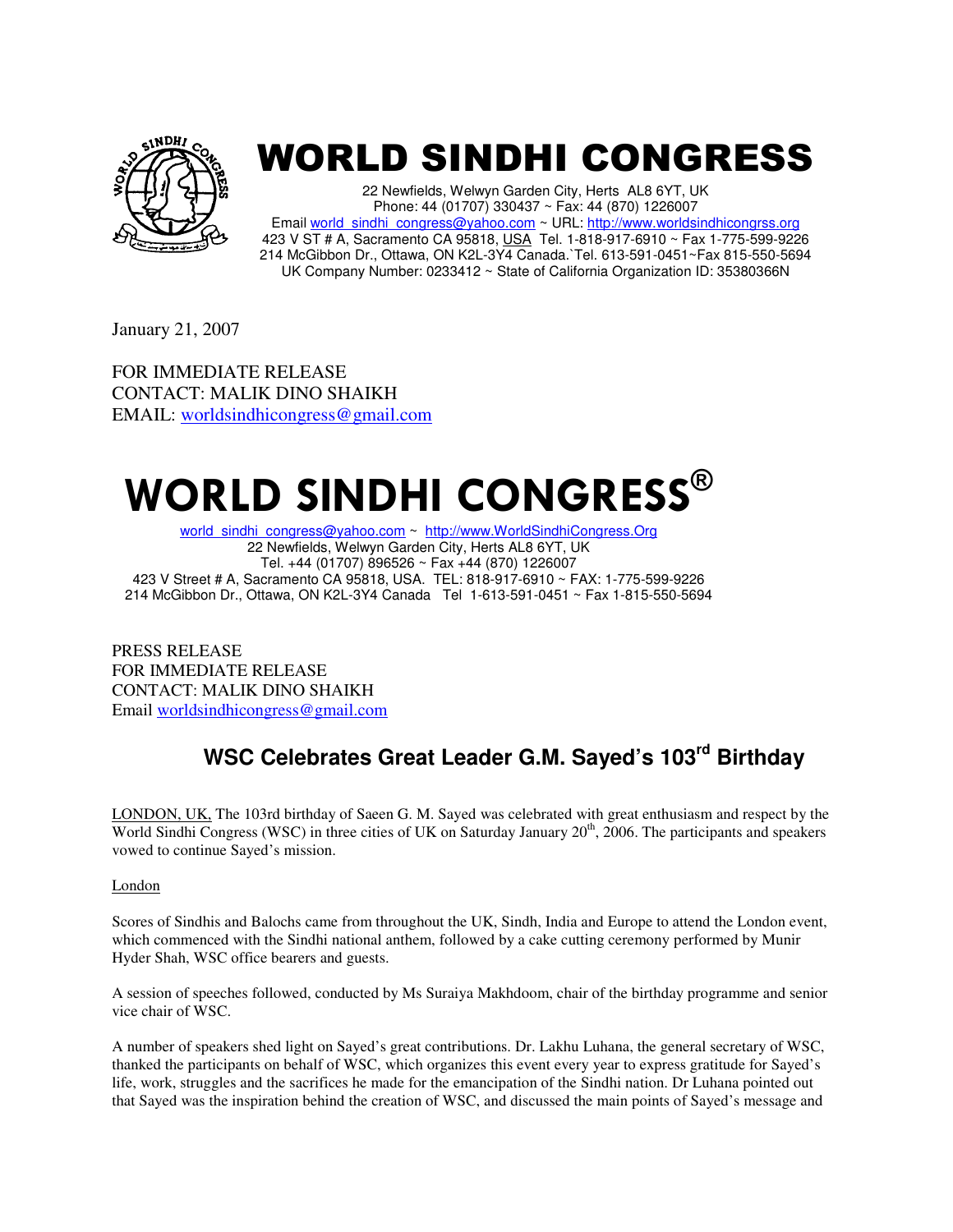# WORLD SINDHI CONGRESS

22 Newfields, Welwyn Garden City, Herts AL8 6YT, UK
Phone: 44 (01707) 330437 ~ Fax: 44 (870) 1226007
Email world_sindhi_congress@yahoo.com ~ URL: http://www.worldsindhicongrss.org
423 V ST # A, Sacramento CA 95818, USA Tel. 1-818-917-6910 ~ Fax 1-775-599-9226
214 McGibbon Dr., Ottawa, ON K2L-3Y4 Canada.`Tel. 613-591-0451~Fax 815-550-5694
UK Company Number: 0233412 ~ State of California Organization ID: 35380366N

January 21, 2007

FOR IMMEDIATE RELEASE
CONTACT: MALIK DINO SHAIKH
EMAIL: worldsindhicongress@gmail.com

# WORLD SINDHI CONGRESS®

world_sindhi_congress@yahoo.com ~ http://www.WorldSindhiCongress.Org
22 Newfields, Welwyn Garden City, Herts AL8 6YT, UK
Tel. +44 (01707) 896526 ~ Fax +44 (870) 1226007
423 V Street # A, Sacramento CA 95818, USA. TEL: 818-917-6910 ~ FAX: 1-775-599-9226
214 McGibbon Dr., Ottawa, ON K2L-3Y4 Canada Tel 1-613-591-0451 ~ Fax 1-815-550-5694

PRESS RELEASE
FOR IMMEDIATE RELEASE
CONTACT: MALIK DINO SHAIKH
Email worldsindhicongress@gmail.com

## WSC Celebrates Great Leader G.M. Sayed's 103rd Birthday

LONDON, UK, The 103rd birthday of Saeen G. M. Sayed was celebrated with great enthusiasm and respect by the World Sindhi Congress (WSC) in three cities of UK on Saturday January 20th, 2006. The participants and speakers vowed to continue Sayed's mission.

London

Scores of Sindhis and Balochs came from throughout the UK, Sindh, India and Europe to attend the London event, which commenced with the Sindhi national anthem, followed by a cake cutting ceremony performed by Munir Hyder Shah, WSC office bearers and guests.

A session of speeches followed, conducted by Ms Suraiya Makhdoom, chair of the birthday programme and senior vice chair of WSC.

A number of speakers shed light on Sayed's great contributions. Dr. Lakhu Luhana, the general secretary of WSC, thanked the participants on behalf of WSC, which organizes this event every year to express gratitude for Sayed's life, work, struggles and the sacrifices he made for the emancipation of the Sindhi nation. Dr Luhana pointed out that Sayed was the inspiration behind the creation of WSC, and discussed the main points of Sayed's message and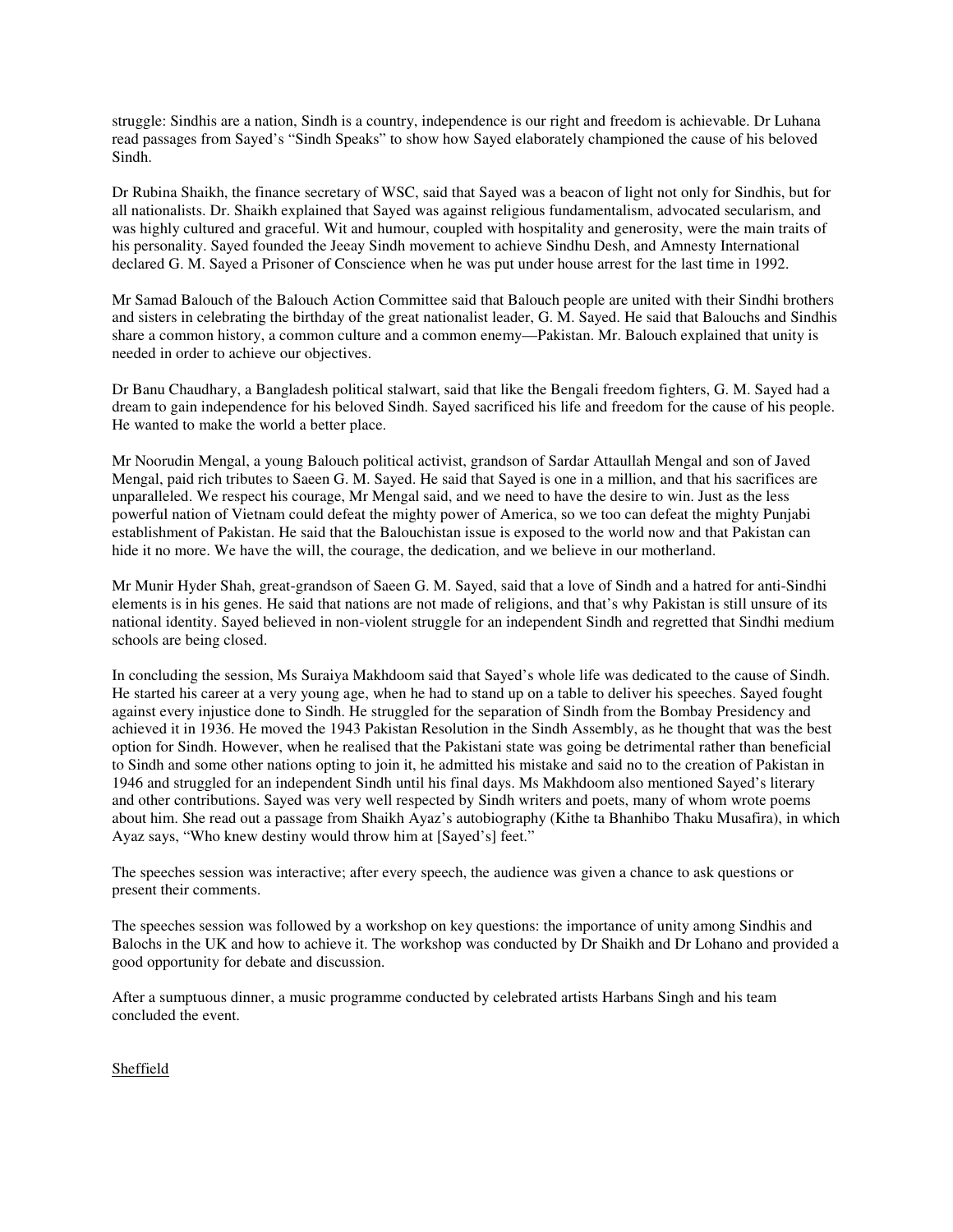struggle: Sindhis are a nation, Sindh is a country, independence is our right and freedom is achievable. Dr Luhana read passages from Sayed's "Sindh Speaks" to show how Sayed elaborately championed the cause of his beloved Sindh.

Dr Rubina Shaikh, the finance secretary of WSC, said that Sayed was a beacon of light not only for Sindhis, but for all nationalists. Dr. Shaikh explained that Sayed was against religious fundamentalism, advocated secularism, and was highly cultured and graceful. Wit and humour, coupled with hospitality and generosity, were the main traits of his personality. Sayed founded the Jeeay Sindh movement to achieve Sindhu Desh, and Amnesty International declared G. M. Sayed a Prisoner of Conscience when he was put under house arrest for the last time in 1992.

Mr Samad Balouch of the Balouch Action Committee said that Balouch people are united with their Sindhi brothers and sisters in celebrating the birthday of the great nationalist leader, G. M. Sayed. He said that Balouchs and Sindhis share a common history, a common culture and a common enemy—Pakistan. Mr. Balouch explained that unity is needed in order to achieve our objectives.

Dr Banu Chaudhary, a Bangladesh political stalwart, said that like the Bengali freedom fighters, G. M. Sayed had a dream to gain independence for his beloved Sindh. Sayed sacrificed his life and freedom for the cause of his people. He wanted to make the world a better place.

Mr Noorudin Mengal, a young Balouch political activist, grandson of Sardar Attaullah Mengal and son of Javed Mengal, paid rich tributes to Saeen G. M. Sayed. He said that Sayed is one in a million, and that his sacrifices are unparalleled. We respect his courage, Mr Mengal said, and we need to have the desire to win. Just as the less powerful nation of Vietnam could defeat the mighty power of America, so we too can defeat the mighty Punjabi establishment of Pakistan. He said that the Balouchistan issue is exposed to the world now and that Pakistan can hide it no more. We have the will, the courage, the dedication, and we believe in our motherland.

Mr Munir Hyder Shah, great-grandson of Saeen G. M. Sayed, said that a love of Sindh and a hatred for anti-Sindhi elements is in his genes. He said that nations are not made of religions, and that's why Pakistan is still unsure of its national identity. Sayed believed in non-violent struggle for an independent Sindh and regretted that Sindhi medium schools are being closed.

In concluding the session, Ms Suraiya Makhdoom said that Sayed's whole life was dedicated to the cause of Sindh. He started his career at a very young age, when he had to stand up on a table to deliver his speeches. Sayed fought against every injustice done to Sindh. He struggled for the separation of Sindh from the Bombay Presidency and achieved it in 1936. He moved the 1943 Pakistan Resolution in the Sindh Assembly, as he thought that was the best option for Sindh. However, when he realised that the Pakistani state was going be detrimental rather than beneficial to Sindh and some other nations opting to join it, he admitted his mistake and said no to the creation of Pakistan in 1946 and struggled for an independent Sindh until his final days. Ms Makhdoom also mentioned Sayed's literary and other contributions. Sayed was very well respected by Sindh writers and poets, many of whom wrote poems about him. She read out a passage from Shaikh Ayaz's autobiography (Kithe ta Bhanhibo Thaku Musafira), in which Ayaz says, "Who knew destiny would throw him at [Sayed's] feet."

The speeches session was interactive; after every speech, the audience was given a chance to ask questions or present their comments.

The speeches session was followed by a workshop on key questions: the importance of unity among Sindhis and Balochs in the UK and how to achieve it. The workshop was conducted by Dr Shaikh and Dr Lohano and provided a good opportunity for debate and discussion.

After a sumptuous dinner, a music programme conducted by celebrated artists Harbans Singh and his team concluded the event.

Sheffield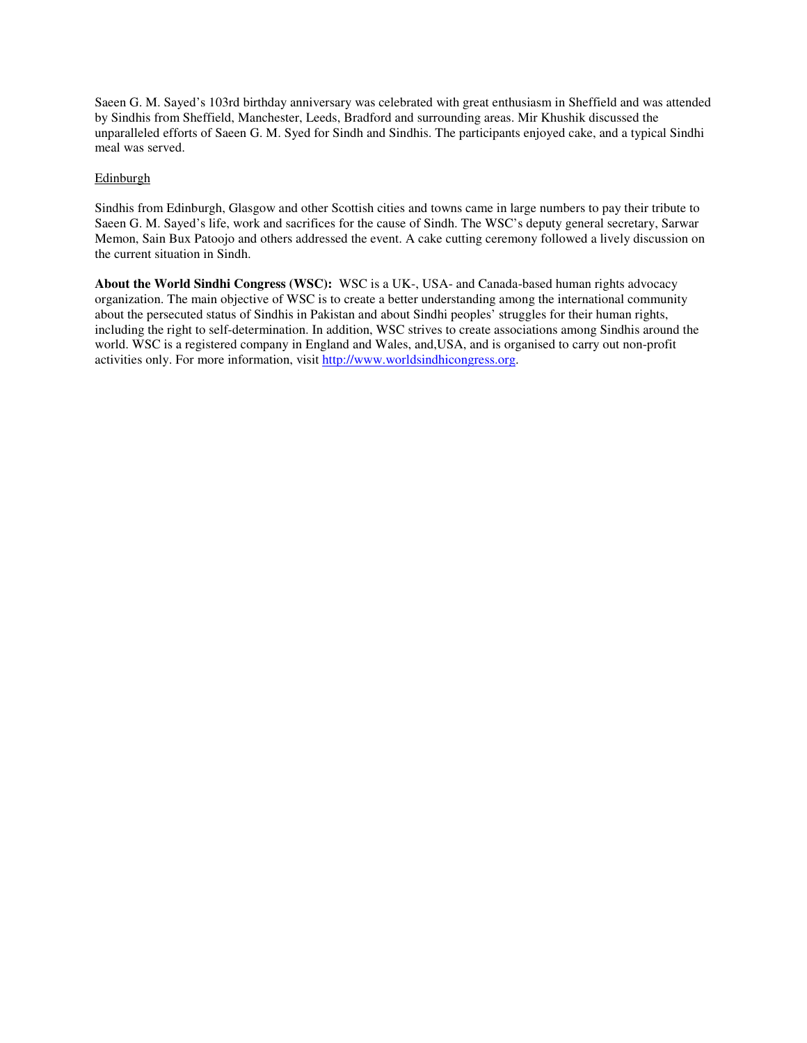Saeen G. M. Sayed's 103rd birthday anniversary was celebrated with great enthusiasm in Sheffield and was attended by Sindhis from Sheffield, Manchester, Leeds, Bradford and surrounding areas. Mir Khushik discussed the unparalleled efforts of Saeen G. M. Syed for Sindh and Sindhis. The participants enjoyed cake, and a typical Sindhi meal was served.

<u>Edinburgh</u>

Sindhis from Edinburgh, Glasgow and other Scottish cities and towns came in large numbers to pay their tribute to Saeen G. M. Sayed's life, work and sacrifices for the cause of Sindh. The WSC's deputy general secretary, Sarwar Memon, Sain Bux Patoojo and others addressed the event. A cake cutting ceremony followed a lively discussion on the current situation in Sindh.

**About the World Sindhi Congress (WSC):** WSC is a UK-, USA- and Canada-based human rights advocacy organization. The main objective of WSC is to create a better understanding among the international community about the persecuted status of Sindhis in Pakistan and about Sindhi peoples' struggles for their human rights, including the right to self-determination. In addition, WSC strives to create associations among Sindhis around the world. WSC is a registered company in England and Wales, and,USA, and is organised to carry out non-profit activities only. For more information, visit http://www.worldsindhicongress.org.